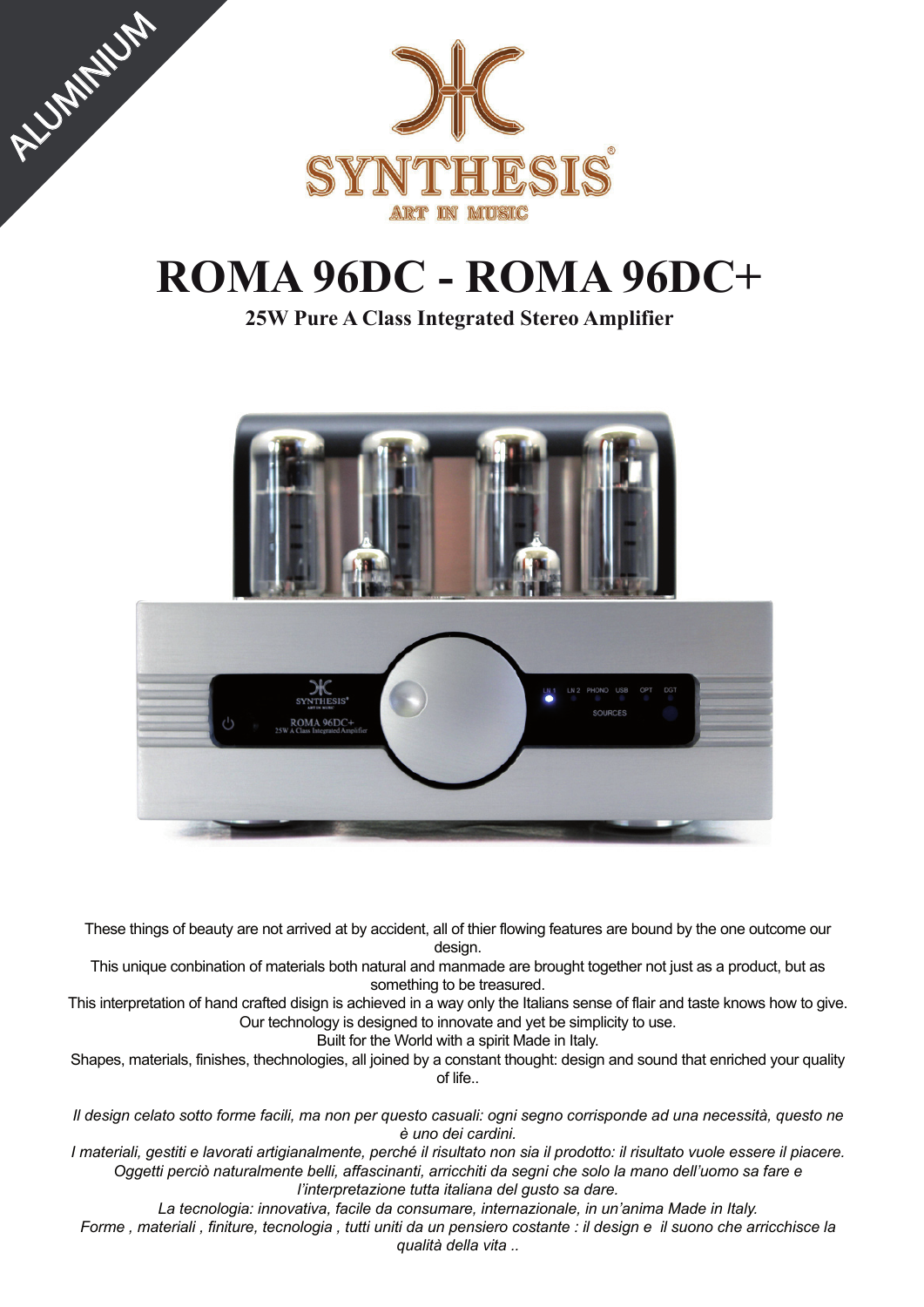ALUMINIUM

SYNTHESIS®

ART IN MUSIC

# ROMA 96DC - ROMA 96DC+

**25W Pure A Class Integrated Stereo Amplifier**

These things of beauty are not arrived at by accident, all of thier flowing features are bound by the one outcome our design.
This unique conbination of materials both natural and manmade are brought together not just as a product, but as something to be treasured.
This interpretation of hand crafted disign is achieved in a way only the Italians sense of flair and taste knows how to give.
Our technology is designed to innovate and yet be simplicity to use.
Built for the World with a spirit Made in Italy.
Shapes, materials, finishes, thechnologies, all joined by a constant thought: design and sound that enriched your quality of life..

*Il design celato sotto forme facili, ma non per questo casuali: ogni segno corrisponde ad una necessità, questo ne è uno dei cardini.*
*I materiali, gestiti e lavorati artigianalmente, perché il risultato non sia il prodotto: il risultato vuole essere il piacere.*
*Oggetti perciò naturalmente belli, affascinanti, arricchiti da segni che solo la mano dell'uomo sa fare e l'interpretazione tutta italiana del gusto sa dare.*
*La tecnologia: innovativa, facile da consumare, internazionale, in un'anima Made in Italy.*
*Forme , materiali , finiture, tecnologia , tutti uniti da un pensiero costante : il design e il suono che arricchisce la qualità della vita ..*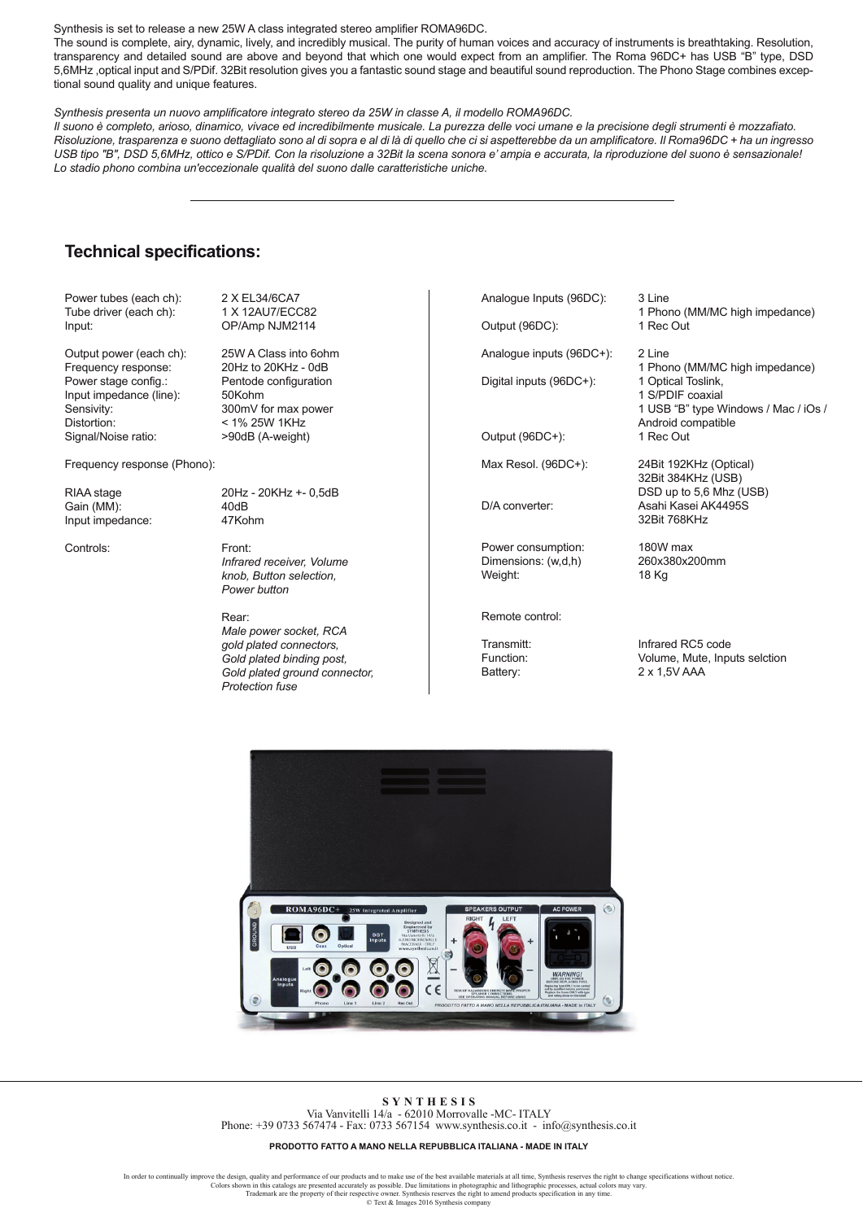Synthesis is set to release a new 25W A class integrated stereo amplifier ROMA96DC.
The sound is complete, airy, dynamic, lively, and incredibly musical. The purity of human voices and accuracy of instruments is breathtaking. Resolution, transparency and detailed sound are above and beyond that which one would expect from an amplifier. The Roma 96DC+ has USB “B” type, DSD 5,6MHz ,optical input and S/PDif. 32Bit resolution gives you a fantastic sound stage and beautiful sound reproduction. The Phono Stage combines exceptional sound quality and unique features.

*Synthesis presenta un nuovo amplificatore integrato stereo da 25W in classe A, il modello ROMA96DC.*
*Il suono è completo, arioso, dinamico, vivace ed incredibilmente musicale. La purezza delle voci umane e la precisione degli strumenti è mozzafiato. Risoluzione, trasparenza e suono dettagliato sono al di sopra e al di là di quello che ci si aspetterebbe da un amplificatore. Il Roma96DC + ha un ingresso USB tipo "B", DSD 5,6MHz, ottico e S/PDif. Con la risoluzione a 32Bit la scena sonora e’ ampia e accurata, la riproduzione del suono è sensazionale! Lo stadio phono combina un'eccezionale qualità del suono dalle caratteristiche uniche.*

---

## Technical specifications:

| | |
|---|---|
| Power tubes (each ch): | 2 X EL34/6CA7 |
| Tube driver (each ch): | 1 X 12AU7/ECC82 |
| Input: | OP/Amp NJM2114 |
| Output power (each ch): | 25W A Class into 6ohm |
| Frequency response: | 20Hz to 20KHz - 0dB |
| Power stage config.: | Pentode configuration |
| Input impedance (line): | 50Kohm |
| Sensivity: | 300mV for max power |
| Distortion: | < 1% 25W 1KHz |
| Signal/Noise ratio: | >90dB (A-weight) |
| Frequency response (Phono): | |
| RIAA stage | 20Hz - 20KHz +- 0,5dB |
| Gain (MM): | 40dB |
| Input impedance: | 47Kohm |
| Controls: | Front: *Infrared receiver, Volume knob, Button selection, Power button* |
| | Rear: *Male power socket, RCA gold plated connectors, Gold plated binding post, Gold plated ground connector, Protection fuse* |

| | |
|---|---|
| Analogue Inputs (96DC): | 3 Line<br>1 Phono (MM/MC high impedance) |
| Output (96DC): | 1 Rec Out |
| Analogue inputs (96DC+): | 2 Line<br>1 Phono (MM/MC high impedance) |
| Digital inputs (96DC+): | 1 Optical Toslink,<br>1 S/PDIF coaxial<br>1 USB “B” type Windows / Mac / iOs / Android compatible |
| Output (96DC+): | 1 Rec Out |
| Max Resol. (96DC+): | 24Bit 192KHz (Optical)<br>32Bit 384KHz (USB)<br>DSD up to 5,6 Mhz (USB) |
| D/A converter: | Asahi Kasei AK4495S<br>32Bit 768KHz |
| Power consumption: | 180W max |
| Dimensions: (w,d,h) | 260x380x200mm |
| Weight: | 18 Kg |
| Remote control: | |
| Transmitt: | Infrared RC5 code |
| Function: | Volume, Mute, Inputs selction |
| Battery: | 2 x 1,5V AAA |

**SYNTHESIS**
Via Vanvitelli 14/a - 62010 Morrovalle -MC- ITALY
Phone: +39 0733 567474 - Fax: 0733 567154 www.synthesis.co.it - info@synthesis.co.it

**PRODOTTO FATTO A MANO NELLA REPUBBLICA ITALIANA - MADE IN ITALY**

In order to continually improve the design, quality and performance of our products and to make use of the best available materials at all time, Synthesis reserves the right to change specifications without notice. Colors shown in this catalogs are presented accurately as possible. Due limitations in photographic and lithographic processes, actual colors may vary. Trademark are the property of their respective owner. Synthesis reserves the right to amend products specification in any time.
© Text & Images 2016 Synthesis company